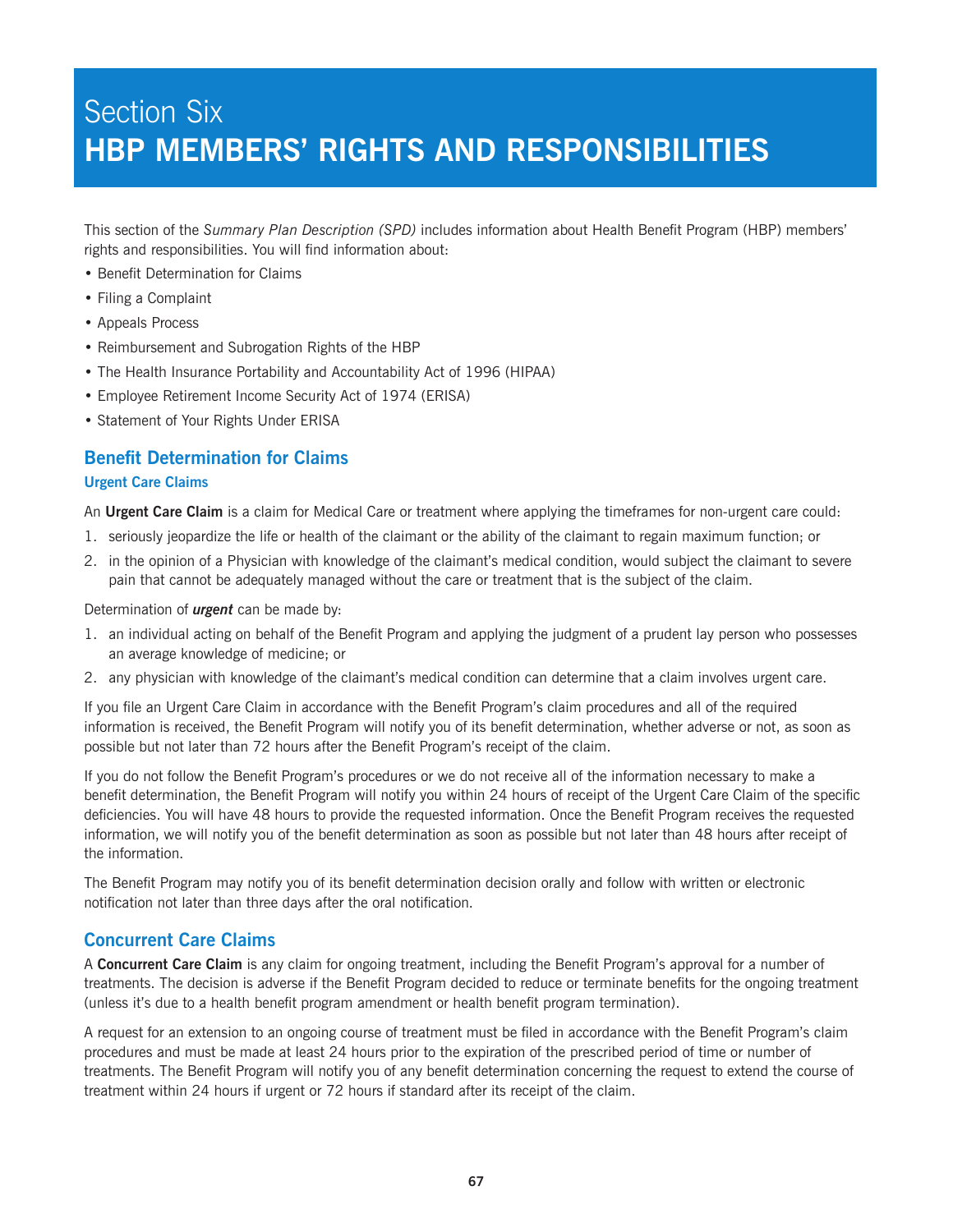# Section Six
# HBP MEMBERS' RIGHTS AND RESPONSIBILITIES

This section of the *Summary Plan Description (SPD)* includes information about Health Benefit Program (HBP) members' rights and responsibilities. You will find information about:

- Benefit Determination for Claims
- Filing a Complaint
- Appeals Process
- Reimbursement and Subrogation Rights of the HBP
- The Health Insurance Portability and Accountability Act of 1996 (HIPAA)
- Employee Retirement Income Security Act of 1974 (ERISA)
- Statement of Your Rights Under ERISA

## Benefit Determination for Claims

### Urgent Care Claims

An **Urgent Care Claim** is a claim for Medical Care or treatment where applying the timeframes for non-urgent care could:

1. seriously jeopardize the life or health of the claimant or the ability of the claimant to regain maximum function; or
2. in the opinion of a Physician with knowledge of the claimant's medical condition, would subject the claimant to severe pain that cannot be adequately managed without the care or treatment that is the subject of the claim.

Determination of ***urgent*** can be made by:

1. an individual acting on behalf of the Benefit Program and applying the judgment of a prudent lay person who possesses an average knowledge of medicine; or
2. any physician with knowledge of the claimant's medical condition can determine that a claim involves urgent care.

If you file an Urgent Care Claim in accordance with the Benefit Program's claim procedures and all of the required information is received, the Benefit Program will notify you of its benefit determination, whether adverse or not, as soon as possible but not later than 72 hours after the Benefit Program's receipt of the claim.

If you do not follow the Benefit Program's procedures or we do not receive all of the information necessary to make a benefit determination, the Benefit Program will notify you within 24 hours of receipt of the Urgent Care Claim of the specific deficiencies. You will have 48 hours to provide the requested information. Once the Benefit Program receives the requested information, we will notify you of the benefit determination as soon as possible but not later than 48 hours after receipt of the information.

The Benefit Program may notify you of its benefit determination decision orally and follow with written or electronic notification not later than three days after the oral notification.

## Concurrent Care Claims

A **Concurrent Care Claim** is any claim for ongoing treatment, including the Benefit Program's approval for a number of treatments. The decision is adverse if the Benefit Program decided to reduce or terminate benefits for the ongoing treatment (unless it's due to a health benefit program amendment or health benefit program termination).

A request for an extension to an ongoing course of treatment must be filed in accordance with the Benefit Program's claim procedures and must be made at least 24 hours prior to the expiration of the prescribed period of time or number of treatments. The Benefit Program will notify you of any benefit determination concerning the request to extend the course of treatment within 24 hours if urgent or 72 hours if standard after its receipt of the claim.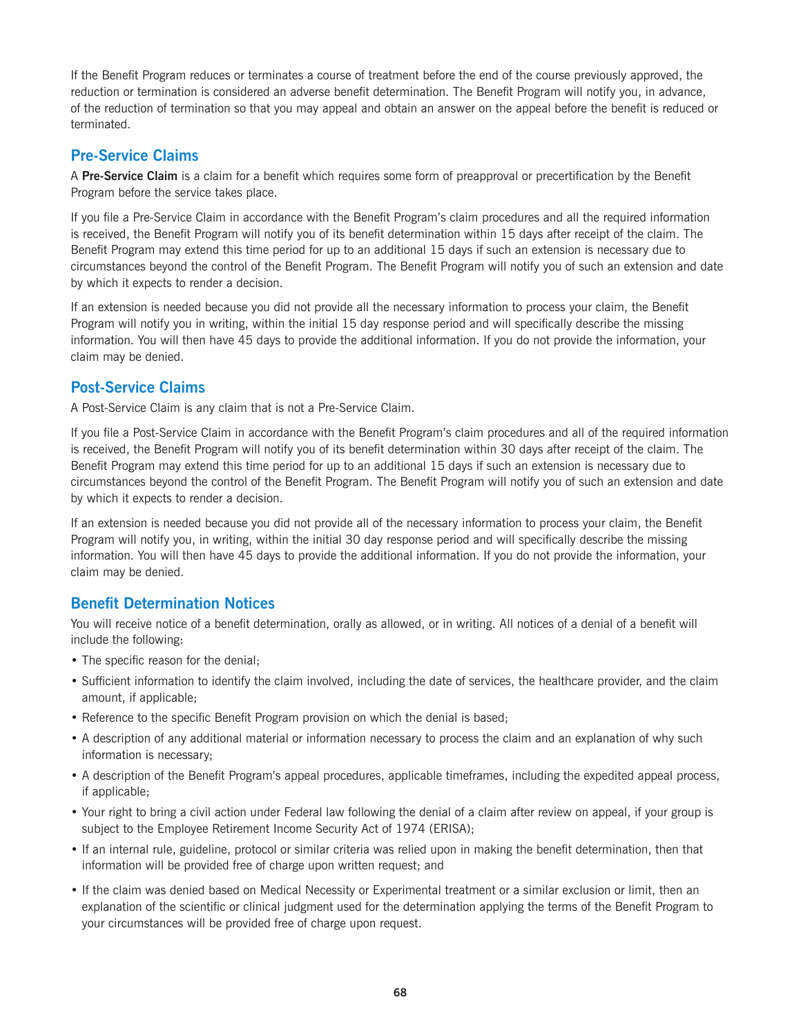If the Benefit Program reduces or terminates a course of treatment before the end of the course previously approved, the reduction or termination is considered an adverse benefit determination. The Benefit Program will notify you, in advance, of the reduction of termination so that you may appeal and obtain an answer on the appeal before the benefit is reduced or terminated.

## Pre-Service Claims

A **Pre-Service Claim** is a claim for a benefit which requires some form of preapproval or precertification by the Benefit Program before the service takes place.

If you file a Pre-Service Claim in accordance with the Benefit Program's claim procedures and all the required information is received, the Benefit Program will notify you of its benefit determination within 15 days after receipt of the claim. The Benefit Program may extend this time period for up to an additional 15 days if such an extension is necessary due to circumstances beyond the control of the Benefit Program. The Benefit Program will notify you of such an extension and date by which it expects to render a decision.

If an extension is needed because you did not provide all the necessary information to process your claim, the Benefit Program will notify you in writing, within the initial 15 day response period and will specifically describe the missing information. You will then have 45 days to provide the additional information. If you do not provide the information, your claim may be denied.

## Post-Service Claims

A Post-Service Claim is any claim that is not a Pre-Service Claim.

If you file a Post-Service Claim in accordance with the Benefit Program's claim procedures and all of the required information is received, the Benefit Program will notify you of its benefit determination within 30 days after receipt of the claim. The Benefit Program may extend this time period for up to an additional 15 days if such an extension is necessary due to circumstances beyond the control of the Benefit Program. The Benefit Program will notify you of such an extension and date by which it expects to render a decision.

If an extension is needed because you did not provide all of the necessary information to process your claim, the Benefit Program will notify you, in writing, within the initial 30 day response period and will specifically describe the missing information. You will then have 45 days to provide the additional information. If you do not provide the information, your claim may be denied.

## Benefit Determination Notices

You will receive notice of a benefit determination, orally as allowed, or in writing. All notices of a denial of a benefit will include the following:

- The specific reason for the denial;
- Sufficient information to identify the claim involved, including the date of services, the healthcare provider, and the claim amount, if applicable;
- Reference to the specific Benefit Program provision on which the denial is based;
- A description of any additional material or information necessary to process the claim and an explanation of why such information is necessary;
- A description of the Benefit Program's appeal procedures, applicable timeframes, including the expedited appeal process, if applicable;
- Your right to bring a civil action under Federal law following the denial of a claim after review on appeal, if your group is subject to the Employee Retirement Income Security Act of 1974 (ERISA);
- If an internal rule, guideline, protocol or similar criteria was relied upon in making the benefit determination, then that information will be provided free of charge upon written request; and
- If the claim was denied based on Medical Necessity or Experimental treatment or a similar exclusion or limit, then an explanation of the scientific or clinical judgment used for the determination applying the terms of the Benefit Program to your circumstances will be provided free of charge upon request.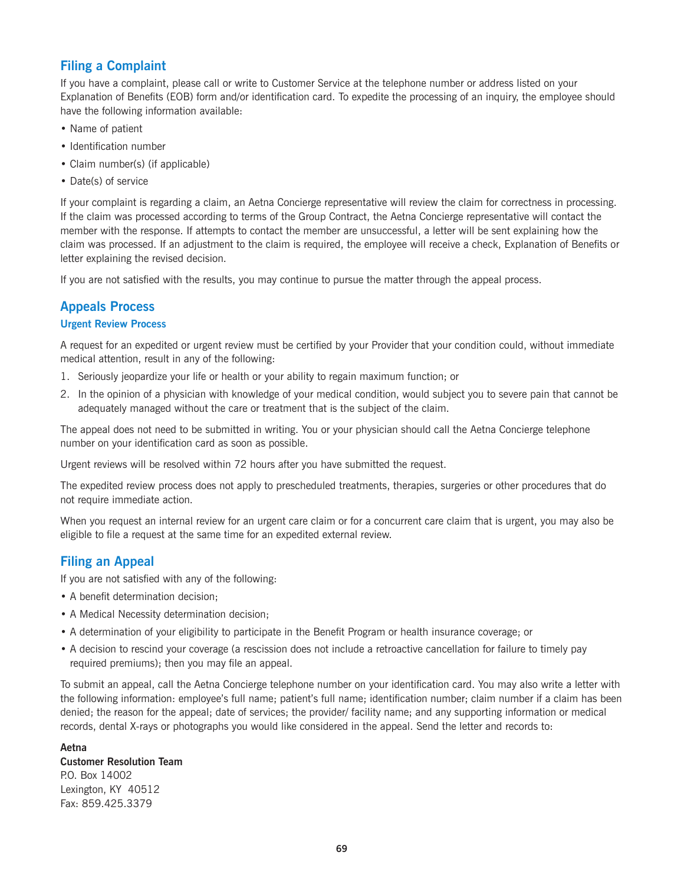## Filing a Complaint

If you have a complaint, please call or write to Customer Service at the telephone number or address listed on your Explanation of Benefits (EOB) form and/or identification card. To expedite the processing of an inquiry, the employee should have the following information available:

- Name of patient
- Identification number
- Claim number(s) (if applicable)
- Date(s) of service

If your complaint is regarding a claim, an Aetna Concierge representative will review the claim for correctness in processing. If the claim was processed according to terms of the Group Contract, the Aetna Concierge representative will contact the member with the response. If attempts to contact the member are unsuccessful, a letter will be sent explaining how the claim was processed. If an adjustment to the claim is required, the employee will receive a check, Explanation of Benefits or letter explaining the revised decision.

If you are not satisfied with the results, you may continue to pursue the matter through the appeal process.

## Appeals Process

### Urgent Review Process

A request for an expedited or urgent review must be certified by your Provider that your condition could, without immediate medical attention, result in any of the following:

1. Seriously jeopardize your life or health or your ability to regain maximum function; or
2. In the opinion of a physician with knowledge of your medical condition, would subject you to severe pain that cannot be adequately managed without the care or treatment that is the subject of the claim.

The appeal does not need to be submitted in writing. You or your physician should call the Aetna Concierge telephone number on your identification card as soon as possible.

Urgent reviews will be resolved within 72 hours after you have submitted the request.

The expedited review process does not apply to prescheduled treatments, therapies, surgeries or other procedures that do not require immediate action.

When you request an internal review for an urgent care claim or for a concurrent care claim that is urgent, you may also be eligible to file a request at the same time for an expedited external review.

## Filing an Appeal

If you are not satisfied with any of the following:

- A benefit determination decision;
- A Medical Necessity determination decision;
- A determination of your eligibility to participate in the Benefit Program or health insurance coverage; or
- A decision to rescind your coverage (a rescission does not include a retroactive cancellation for failure to timely pay required premiums); then you may file an appeal.

To submit an appeal, call the Aetna Concierge telephone number on your identification card. You may also write a letter with the following information: employee's full name; patient's full name; identification number; claim number if a claim has been denied; the reason for the appeal; date of services; the provider/ facility name; and any supporting information or medical records, dental X-rays or photographs you would like considered in the appeal. Send the letter and records to:

**Aetna**
**Customer Resolution Team**
P.O. Box 14002
Lexington, KY 40512
Fax: 859.425.3379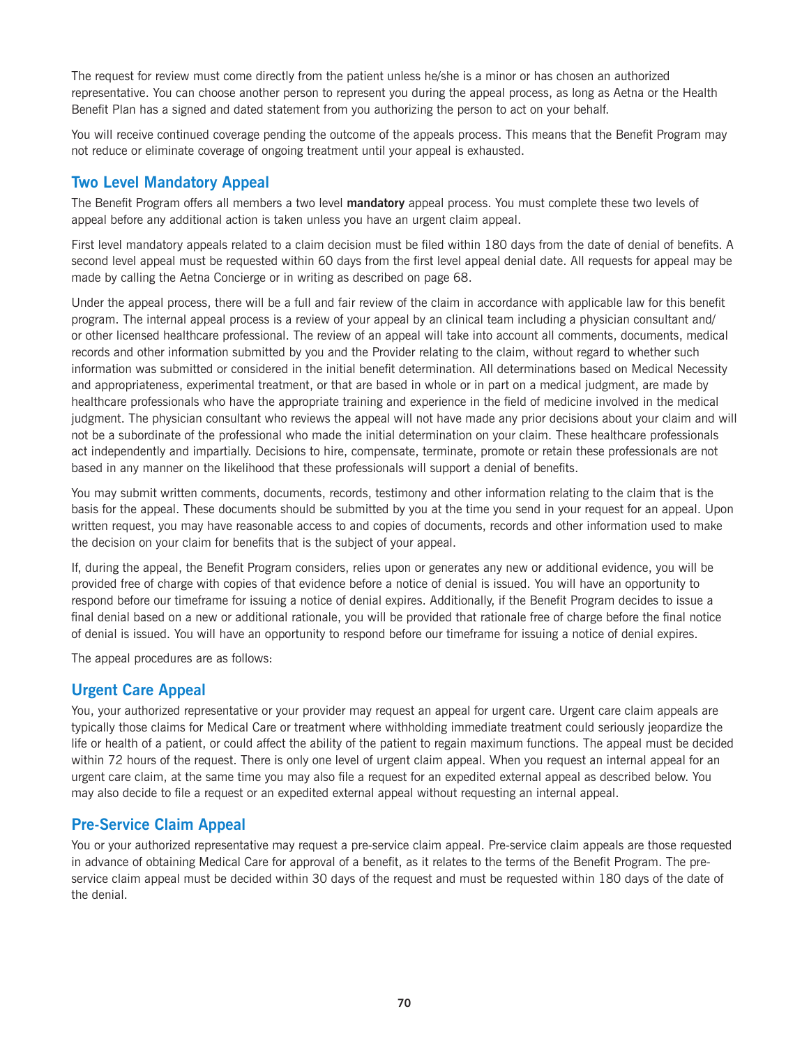The request for review must come directly from the patient unless he/she is a minor or has chosen an authorized representative. You can choose another person to represent you during the appeal process, as long as Aetna or the Health Benefit Plan has a signed and dated statement from you authorizing the person to act on your behalf.

You will receive continued coverage pending the outcome of the appeals process. This means that the Benefit Program may not reduce or eliminate coverage of ongoing treatment until your appeal is exhausted.

## Two Level Mandatory Appeal

The Benefit Program offers all members a two level **mandatory** appeal process. You must complete these two levels of appeal before any additional action is taken unless you have an urgent claim appeal.

First level mandatory appeals related to a claim decision must be filed within 180 days from the date of denial of benefits. A second level appeal must be requested within 60 days from the first level appeal denial date. All requests for appeal may be made by calling the Aetna Concierge or in writing as described on page 68.

Under the appeal process, there will be a full and fair review of the claim in accordance with applicable law for this benefit program. The internal appeal process is a review of your appeal by an clinical team including a physician consultant and/or other licensed healthcare professional. The review of an appeal will take into account all comments, documents, medical records and other information submitted by you and the Provider relating to the claim, without regard to whether such information was submitted or considered in the initial benefit determination. All determinations based on Medical Necessity and appropriateness, experimental treatment, or that are based in whole or in part on a medical judgment, are made by healthcare professionals who have the appropriate training and experience in the field of medicine involved in the medical judgment. The physician consultant who reviews the appeal will not have made any prior decisions about your claim and will not be a subordinate of the professional who made the initial determination on your claim. These healthcare professionals act independently and impartially. Decisions to hire, compensate, terminate, promote or retain these professionals are not based in any manner on the likelihood that these professionals will support a denial of benefits.

You may submit written comments, documents, records, testimony and other information relating to the claim that is the basis for the appeal. These documents should be submitted by you at the time you send in your request for an appeal. Upon written request, you may have reasonable access to and copies of documents, records and other information used to make the decision on your claim for benefits that is the subject of your appeal.

If, during the appeal, the Benefit Program considers, relies upon or generates any new or additional evidence, you will be provided free of charge with copies of that evidence before a notice of denial is issued. You will have an opportunity to respond before our timeframe for issuing a notice of denial expires. Additionally, if the Benefit Program decides to issue a final denial based on a new or additional rationale, you will be provided that rationale free of charge before the final notice of denial is issued. You will have an opportunity to respond before our timeframe for issuing a notice of denial expires.

The appeal procedures are as follows:

## Urgent Care Appeal

You, your authorized representative or your provider may request an appeal for urgent care. Urgent care claim appeals are typically those claims for Medical Care or treatment where withholding immediate treatment could seriously jeopardize the life or health of a patient, or could affect the ability of the patient to regain maximum functions. The appeal must be decided within 72 hours of the request. There is only one level of urgent claim appeal. When you request an internal appeal for an urgent care claim, at the same time you may also file a request for an expedited external appeal as described below. You may also decide to file a request or an expedited external appeal without requesting an internal appeal.

## Pre-Service Claim Appeal

You or your authorized representative may request a pre-service claim appeal. Pre-service claim appeals are those requested in advance of obtaining Medical Care for approval of a benefit, as it relates to the terms of the Benefit Program. The pre-service claim appeal must be decided within 30 days of the request and must be requested within 180 days of the date of the denial.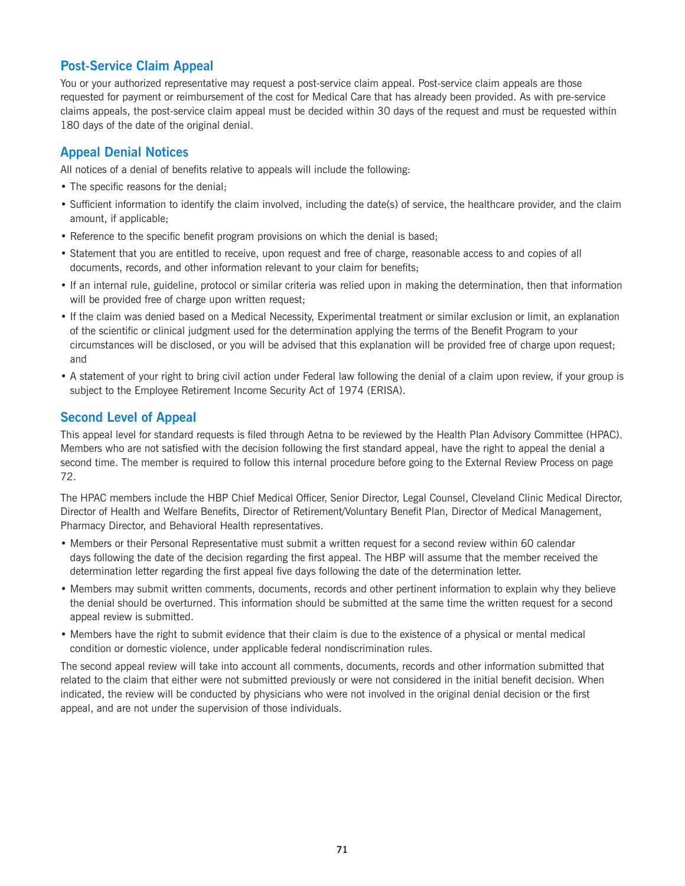## Post-Service Claim Appeal

You or your authorized representative may request a post-service claim appeal. Post-service claim appeals are those requested for payment or reimbursement of the cost for Medical Care that has already been provided. As with pre-service claims appeals, the post-service claim appeal must be decided within 30 days of the request and must be requested within 180 days of the date of the original denial.

## Appeal Denial Notices

All notices of a denial of benefits relative to appeals will include the following:

- The specific reasons for the denial;
- Sufficient information to identify the claim involved, including the date(s) of service, the healthcare provider, and the claim amount, if applicable;
- Reference to the specific benefit program provisions on which the denial is based;
- Statement that you are entitled to receive, upon request and free of charge, reasonable access to and copies of all documents, records, and other information relevant to your claim for benefits;
- If an internal rule, guideline, protocol or similar criteria was relied upon in making the determination, then that information will be provided free of charge upon written request;
- If the claim was denied based on a Medical Necessity, Experimental treatment or similar exclusion or limit, an explanation of the scientific or clinical judgment used for the determination applying the terms of the Benefit Program to your circumstances will be disclosed, or you will be advised that this explanation will be provided free of charge upon request; and
- A statement of your right to bring civil action under Federal law following the denial of a claim upon review, if your group is subject to the Employee Retirement Income Security Act of 1974 (ERISA).

## Second Level of Appeal

This appeal level for standard requests is filed through Aetna to be reviewed by the Health Plan Advisory Committee (HPAC). Members who are not satisfied with the decision following the first standard appeal, have the right to appeal the denial a second time. The member is required to follow this internal procedure before going to the External Review Process on page 72.

The HPAC members include the HBP Chief Medical Officer, Senior Director, Legal Counsel, Cleveland Clinic Medical Director, Director of Health and Welfare Benefits, Director of Retirement/Voluntary Benefit Plan, Director of Medical Management, Pharmacy Director, and Behavioral Health representatives.

- Members or their Personal Representative must submit a written request for a second review within 60 calendar days following the date of the decision regarding the first appeal. The HBP will assume that the member received the determination letter regarding the first appeal five days following the date of the determination letter.
- Members may submit written comments, documents, records and other pertinent information to explain why they believe the denial should be overturned. This information should be submitted at the same time the written request for a second appeal review is submitted.
- Members have the right to submit evidence that their claim is due to the existence of a physical or mental medical condition or domestic violence, under applicable federal nondiscrimination rules.

The second appeal review will take into account all comments, documents, records and other information submitted that related to the claim that either were not submitted previously or were not considered in the initial benefit decision. When indicated, the review will be conducted by physicians who were not involved in the original denial decision or the first appeal, and are not under the supervision of those individuals.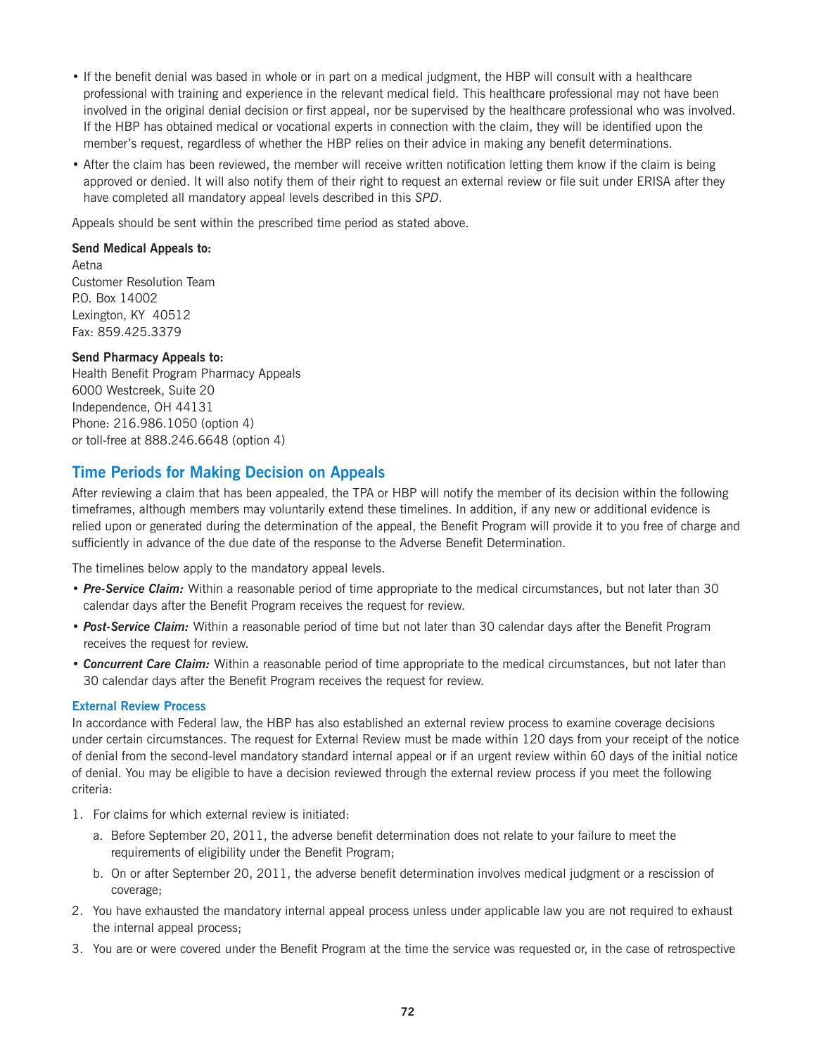- If the benefit denial was based in whole or in part on a medical judgment, the HBP will consult with a healthcare professional with training and experience in the relevant medical field. This healthcare professional may not have been involved in the original denial decision or first appeal, nor be supervised by the healthcare professional who was involved. If the HBP has obtained medical or vocational experts in connection with the claim, they will be identified upon the member's request, regardless of whether the HBP relies on their advice in making any benefit determinations.
- After the claim has been reviewed, the member will receive written notification letting them know if the claim is being approved or denied. It will also notify them of their right to request an external review or file suit under ERISA after they have completed all mandatory appeal levels described in this *SPD*.

Appeals should be sent within the prescribed time period as stated above.

**Send Medical Appeals to:**
Aetna
Customer Resolution Team
P.O. Box 14002
Lexington, KY 40512
Fax: 859.425.3379

**Send Pharmacy Appeals to:**
Health Benefit Program Pharmacy Appeals
6000 Westcreek, Suite 20
Independence, OH 44131
Phone: 216.986.1050 (option 4)
or toll-free at 888.246.6648 (option 4)

## Time Periods for Making Decision on Appeals

After reviewing a claim that has been appealed, the TPA or HBP will notify the member of its decision within the following timeframes, although members may voluntarily extend these timelines. In addition, if any new or additional evidence is relied upon or generated during the determination of the appeal, the Benefit Program will provide it to you free of charge and sufficiently in advance of the due date of the response to the Adverse Benefit Determination.

The timelines below apply to the mandatory appeal levels.

- ***Pre-Service Claim:*** Within a reasonable period of time appropriate to the medical circumstances, but not later than 30 calendar days after the Benefit Program receives the request for review.
- ***Post-Service Claim:*** Within a reasonable period of time but not later than 30 calendar days after the Benefit Program receives the request for review.
- ***Concurrent Care Claim:*** Within a reasonable period of time appropriate to the medical circumstances, but not later than 30 calendar days after the Benefit Program receives the request for review.

### External Review Process

In accordance with Federal law, the HBP has also established an external review process to examine coverage decisions under certain circumstances. The request for External Review must be made within 120 days from your receipt of the notice of denial from the second-level mandatory standard internal appeal or if an urgent review within 60 days of the initial notice of denial. You may be eligible to have a decision reviewed through the external review process if you meet the following criteria:

1. For claims for which external review is initiated:
   a. Before September 20, 2011, the adverse benefit determination does not relate to your failure to meet the requirements of eligibility under the Benefit Program;
   b. On or after September 20, 2011, the adverse benefit determination involves medical judgment or a rescission of coverage;
2. You have exhausted the mandatory internal appeal process unless under applicable law you are not required to exhaust the internal appeal process;
3. You are or were covered under the Benefit Program at the time the service was requested or, in the case of retrospective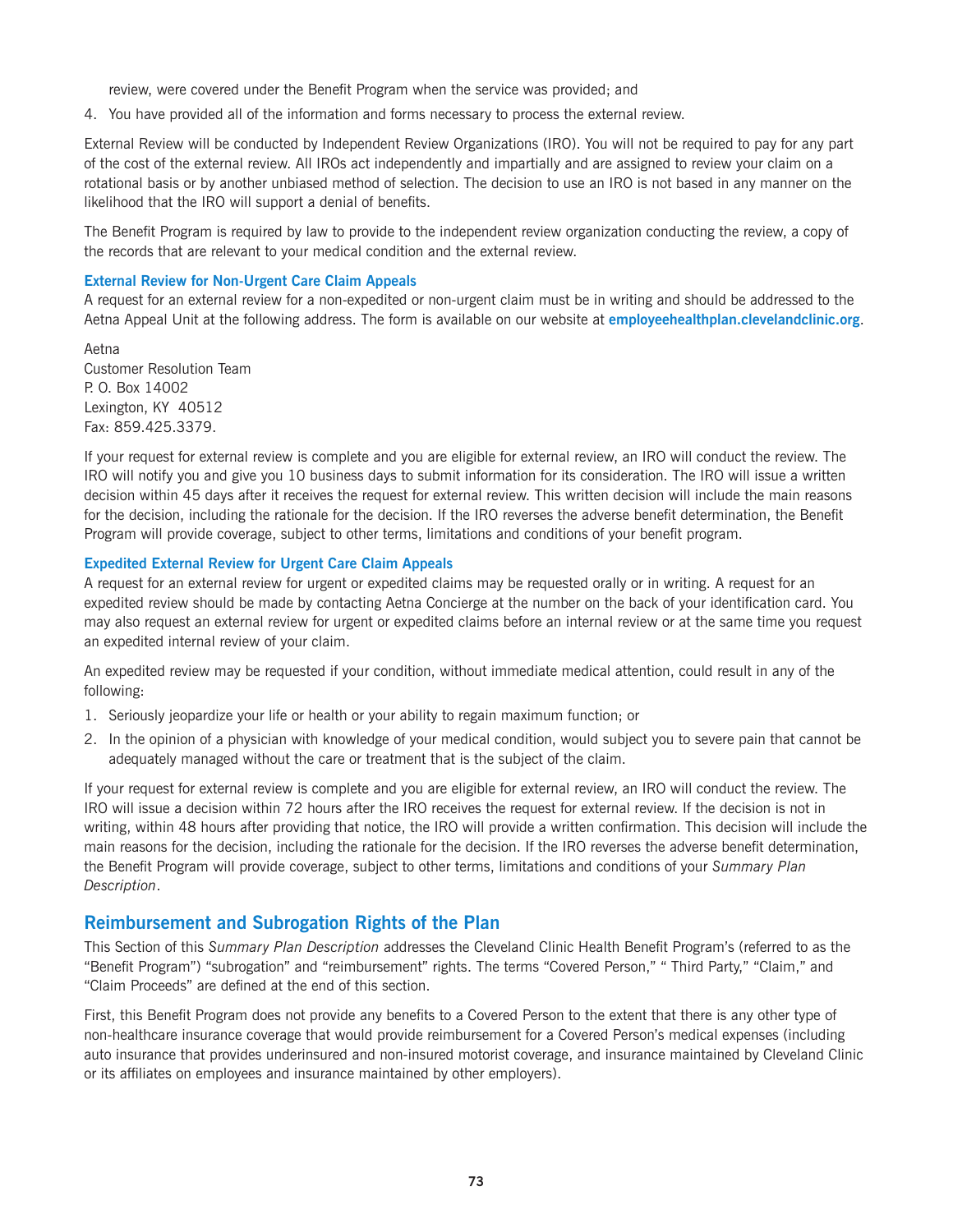review, were covered under the Benefit Program when the service was provided; and

4. You have provided all of the information and forms necessary to process the external review.

External Review will be conducted by Independent Review Organizations (IRO). You will not be required to pay for any part of the cost of the external review. All IROs act independently and impartially and are assigned to review your claim on a rotational basis or by another unbiased method of selection. The decision to use an IRO is not based in any manner on the likelihood that the IRO will support a denial of benefits.

The Benefit Program is required by law to provide to the independent review organization conducting the review, a copy of the records that are relevant to your medical condition and the external review.

### External Review for Non-Urgent Care Claim Appeals

A request for an external review for a non-expedited or non-urgent claim must be in writing and should be addressed to the Aetna Appeal Unit at the following address. The form is available on our website at **employeehealthplan.clevelandclinic.org**.

Aetna
Customer Resolution Team
P. O. Box 14002
Lexington, KY 40512
Fax: 859.425.3379.

If your request for external review is complete and you are eligible for external review, an IRO will conduct the review. The IRO will notify you and give you 10 business days to submit information for its consideration. The IRO will issue a written decision within 45 days after it receives the request for external review. This written decision will include the main reasons for the decision, including the rationale for the decision. If the IRO reverses the adverse benefit determination, the Benefit Program will provide coverage, subject to other terms, limitations and conditions of your benefit program.

### Expedited External Review for Urgent Care Claim Appeals

A request for an external review for urgent or expedited claims may be requested orally or in writing. A request for an expedited review should be made by contacting Aetna Concierge at the number on the back of your identification card. You may also request an external review for urgent or expedited claims before an internal review or at the same time you request an expedited internal review of your claim.

An expedited review may be requested if your condition, without immediate medical attention, could result in any of the following:

1. Seriously jeopardize your life or health or your ability to regain maximum function; or
2. In the opinion of a physician with knowledge of your medical condition, would subject you to severe pain that cannot be adequately managed without the care or treatment that is the subject of the claim.

If your request for external review is complete and you are eligible for external review, an IRO will conduct the review. The IRO will issue a decision within 72 hours after the IRO receives the request for external review. If the decision is not in writing, within 48 hours after providing that notice, the IRO will provide a written confirmation. This decision will include the main reasons for the decision, including the rationale for the decision. If the IRO reverses the adverse benefit determination, the Benefit Program will provide coverage, subject to other terms, limitations and conditions of your *Summary Plan Description*.

## Reimbursement and Subrogation Rights of the Plan

This Section of this *Summary Plan Description* addresses the Cleveland Clinic Health Benefit Program's (referred to as the "Benefit Program") "subrogation" and "reimbursement" rights. The terms "Covered Person," " Third Party," "Claim," and "Claim Proceeds" are defined at the end of this section.

First, this Benefit Program does not provide any benefits to a Covered Person to the extent that there is any other type of non-healthcare insurance coverage that would provide reimbursement for a Covered Person's medical expenses (including auto insurance that provides underinsured and non-insured motorist coverage, and insurance maintained by Cleveland Clinic or its affiliates on employees and insurance maintained by other employers).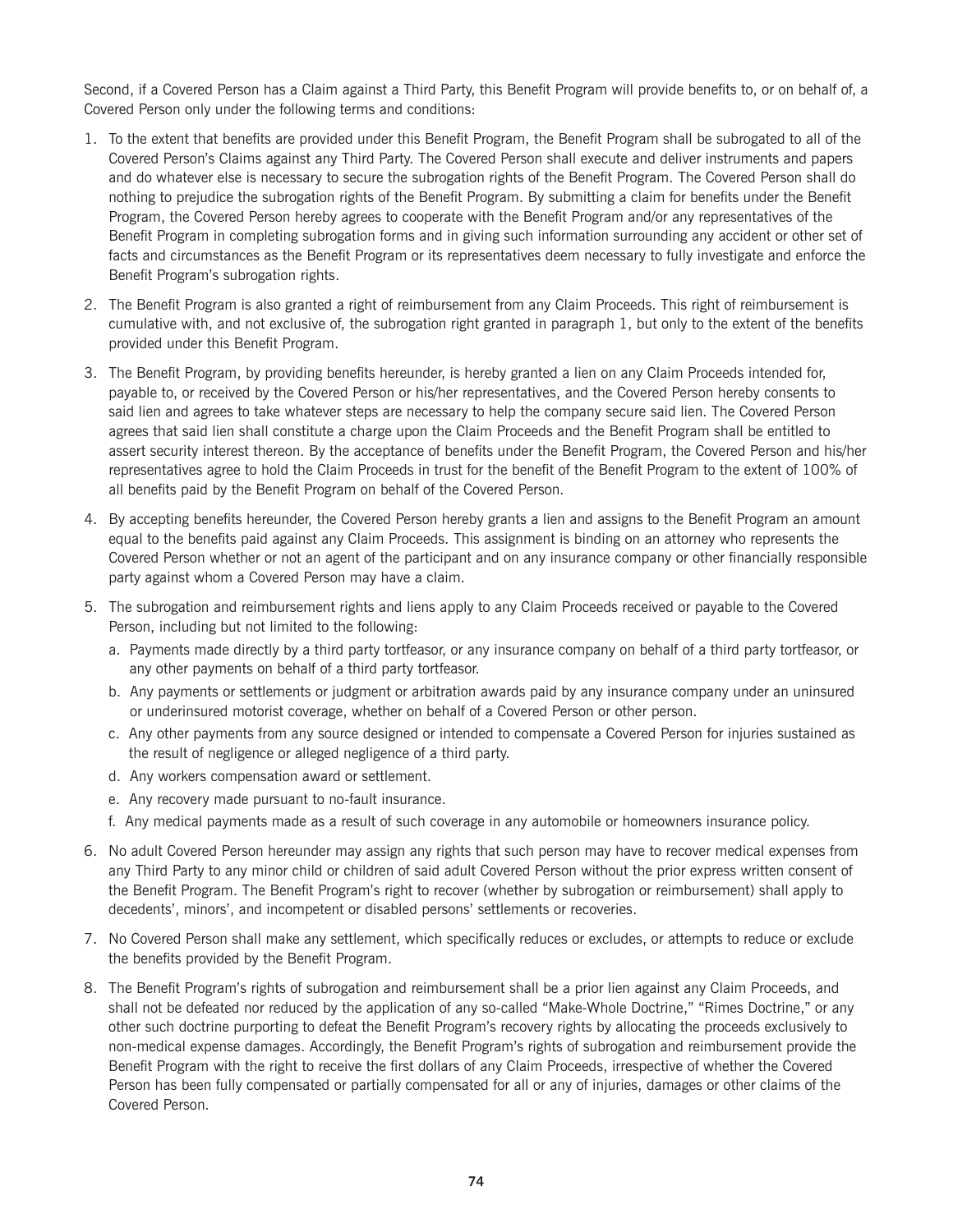Second, if a Covered Person has a Claim against a Third Party, this Benefit Program will provide benefits to, or on behalf of, a Covered Person only under the following terms and conditions:

1. To the extent that benefits are provided under this Benefit Program, the Benefit Program shall be subrogated to all of the Covered Person's Claims against any Third Party. The Covered Person shall execute and deliver instruments and papers and do whatever else is necessary to secure the subrogation rights of the Benefit Program. The Covered Person shall do nothing to prejudice the subrogation rights of the Benefit Program. By submitting a claim for benefits under the Benefit Program, the Covered Person hereby agrees to cooperate with the Benefit Program and/or any representatives of the Benefit Program in completing subrogation forms and in giving such information surrounding any accident or other set of facts and circumstances as the Benefit Program or its representatives deem necessary to fully investigate and enforce the Benefit Program's subrogation rights.

2. The Benefit Program is also granted a right of reimbursement from any Claim Proceeds. This right of reimbursement is cumulative with, and not exclusive of, the subrogation right granted in paragraph 1, but only to the extent of the benefits provided under this Benefit Program.

3. The Benefit Program, by providing benefits hereunder, is hereby granted a lien on any Claim Proceeds intended for, payable to, or received by the Covered Person or his/her representatives, and the Covered Person hereby consents to said lien and agrees to take whatever steps are necessary to help the company secure said lien. The Covered Person agrees that said lien shall constitute a charge upon the Claim Proceeds and the Benefit Program shall be entitled to assert security interest thereon. By the acceptance of benefits under the Benefit Program, the Covered Person and his/her representatives agree to hold the Claim Proceeds in trust for the benefit of the Benefit Program to the extent of 100% of all benefits paid by the Benefit Program on behalf of the Covered Person.

4. By accepting benefits hereunder, the Covered Person hereby grants a lien and assigns to the Benefit Program an amount equal to the benefits paid against any Claim Proceeds. This assignment is binding on an attorney who represents the Covered Person whether or not an agent of the participant and on any insurance company or other financially responsible party against whom a Covered Person may have a claim.

5. The subrogation and reimbursement rights and liens apply to any Claim Proceeds received or payable to the Covered Person, including but not limited to the following:
   a. Payments made directly by a third party tortfeasor, or any insurance company on behalf of a third party tortfeasor, or any other payments on behalf of a third party tortfeasor.
   b. Any payments or settlements or judgment or arbitration awards paid by any insurance company under an uninsured or underinsured motorist coverage, whether on behalf of a Covered Person or other person.
   c. Any other payments from any source designed or intended to compensate a Covered Person for injuries sustained as the result of negligence or alleged negligence of a third party.
   d. Any workers compensation award or settlement.
   e. Any recovery made pursuant to no-fault insurance.
   f. Any medical payments made as a result of such coverage in any automobile or homeowners insurance policy.

6. No adult Covered Person hereunder may assign any rights that such person may have to recover medical expenses from any Third Party to any minor child or children of said adult Covered Person without the prior express written consent of the Benefit Program. The Benefit Program's right to recover (whether by subrogation or reimbursement) shall apply to decedents', minors', and incompetent or disabled persons' settlements or recoveries.

7. No Covered Person shall make any settlement, which specifically reduces or excludes, or attempts to reduce or exclude the benefits provided by the Benefit Program.

8. The Benefit Program's rights of subrogation and reimbursement shall be a prior lien against any Claim Proceeds, and shall not be defeated nor reduced by the application of any so-called "Make-Whole Doctrine," "Rimes Doctrine," or any other such doctrine purporting to defeat the Benefit Program's recovery rights by allocating the proceeds exclusively to non-medical expense damages. Accordingly, the Benefit Program's rights of subrogation and reimbursement provide the Benefit Program with the right to receive the first dollars of any Claim Proceeds, irrespective of whether the Covered Person has been fully compensated or partially compensated for all or any of injuries, damages or other claims of the Covered Person.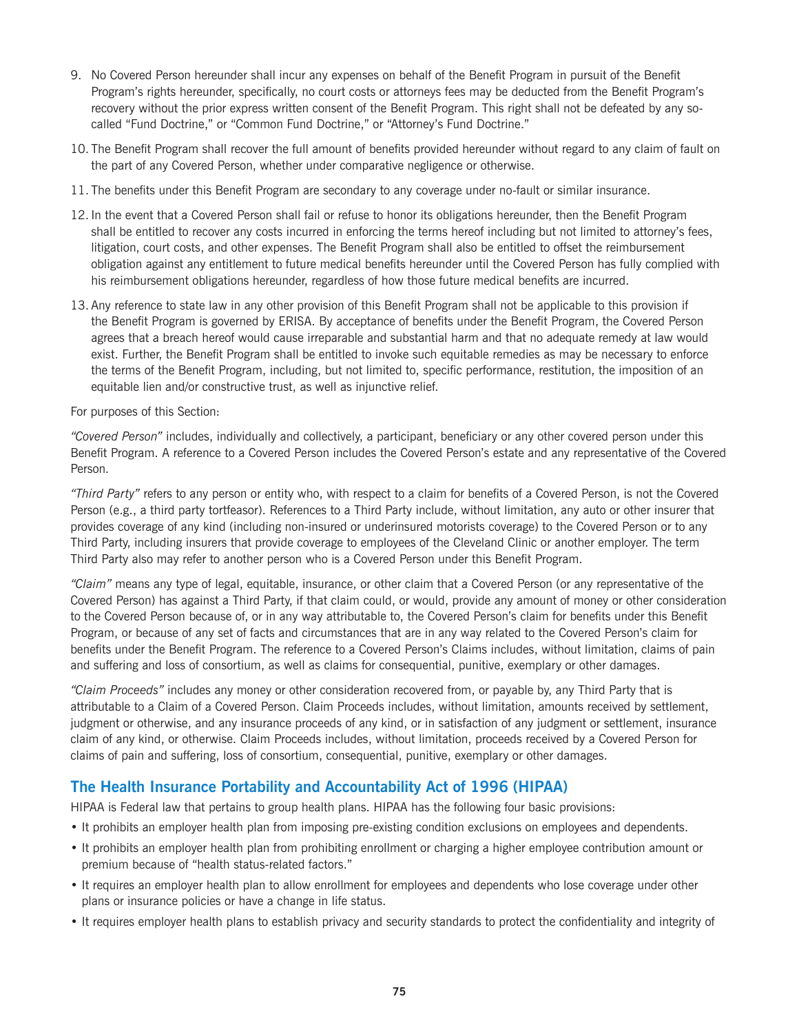9. No Covered Person hereunder shall incur any expenses on behalf of the Benefit Program in pursuit of the Benefit Program's rights hereunder, specifically, no court costs or attorneys fees may be deducted from the Benefit Program's recovery without the prior express written consent of the Benefit Program. This right shall not be defeated by any so-called "Fund Doctrine," or "Common Fund Doctrine," or "Attorney's Fund Doctrine."
10. The Benefit Program shall recover the full amount of benefits provided hereunder without regard to any claim of fault on the part of any Covered Person, whether under comparative negligence or otherwise.
11. The benefits under this Benefit Program are secondary to any coverage under no-fault or similar insurance.
12. In the event that a Covered Person shall fail or refuse to honor its obligations hereunder, then the Benefit Program shall be entitled to recover any costs incurred in enforcing the terms hereof including but not limited to attorney's fees, litigation, court costs, and other expenses. The Benefit Program shall also be entitled to offset the reimbursement obligation against any entitlement to future medical benefits hereunder until the Covered Person has fully complied with his reimbursement obligations hereunder, regardless of how those future medical benefits are incurred.
13. Any reference to state law in any other provision of this Benefit Program shall not be applicable to this provision if the Benefit Program is governed by ERISA. By acceptance of benefits under the Benefit Program, the Covered Person agrees that a breach hereof would cause irreparable and substantial harm and that no adequate remedy at law would exist. Further, the Benefit Program shall be entitled to invoke such equitable remedies as may be necessary to enforce the terms of the Benefit Program, including, but not limited to, specific performance, restitution, the imposition of an equitable lien and/or constructive trust, as well as injunctive relief.

For purposes of this Section:

*"Covered Person"* includes, individually and collectively, a participant, beneficiary or any other covered person under this Benefit Program. A reference to a Covered Person includes the Covered Person's estate and any representative of the Covered Person.

*"Third Party"* refers to any person or entity who, with respect to a claim for benefits of a Covered Person, is not the Covered Person (e.g., a third party tortfeasor). References to a Third Party include, without limitation, any auto or other insurer that provides coverage of any kind (including non-insured or underinsured motorists coverage) to the Covered Person or to any Third Party, including insurers that provide coverage to employees of the Cleveland Clinic or another employer. The term Third Party also may refer to another person who is a Covered Person under this Benefit Program.

*"Claim"* means any type of legal, equitable, insurance, or other claim that a Covered Person (or any representative of the Covered Person) has against a Third Party, if that claim could, or would, provide any amount of money or other consideration to the Covered Person because of, or in any way attributable to, the Covered Person's claim for benefits under this Benefit Program, or because of any set of facts and circumstances that are in any way related to the Covered Person's claim for benefits under the Benefit Program. The reference to a Covered Person's Claims includes, without limitation, claims of pain and suffering and loss of consortium, as well as claims for consequential, punitive, exemplary or other damages.

*"Claim Proceeds"* includes any money or other consideration recovered from, or payable by, any Third Party that is attributable to a Claim of a Covered Person. Claim Proceeds includes, without limitation, amounts received by settlement, judgment or otherwise, and any insurance proceeds of any kind, or in satisfaction of any judgment or settlement, insurance claim of any kind, or otherwise. Claim Proceeds includes, without limitation, proceeds received by a Covered Person for claims of pain and suffering, loss of consortium, consequential, punitive, exemplary or other damages.

## The Health Insurance Portability and Accountability Act of 1996 (HIPAA)

HIPAA is Federal law that pertains to group health plans. HIPAA has the following four basic provisions:

- It prohibits an employer health plan from imposing pre-existing condition exclusions on employees and dependents.
- It prohibits an employer health plan from prohibiting enrollment or charging a higher employee contribution amount or premium because of "health status-related factors."
- It requires an employer health plan to allow enrollment for employees and dependents who lose coverage under other plans or insurance policies or have a change in life status.
- It requires employer health plans to establish privacy and security standards to protect the confidentiality and integrity of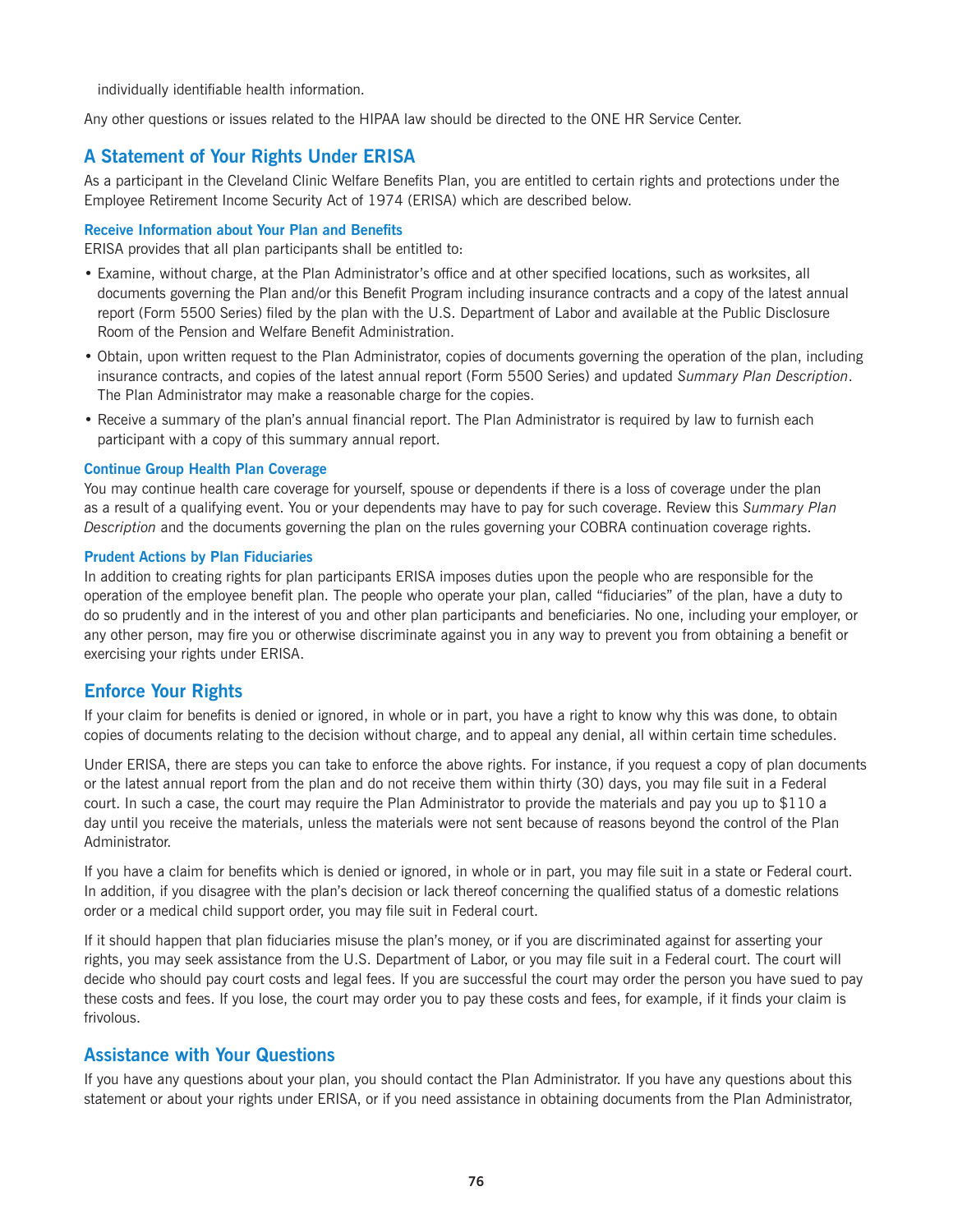individually identifiable health information.

Any other questions or issues related to the HIPAA law should be directed to the ONE HR Service Center.

## A Statement of Your Rights Under ERISA

As a participant in the Cleveland Clinic Welfare Benefits Plan, you are entitled to certain rights and protections under the Employee Retirement Income Security Act of 1974 (ERISA) which are described below.

### Receive Information about Your Plan and Benefits

ERISA provides that all plan participants shall be entitled to:

- Examine, without charge, at the Plan Administrator's office and at other specified locations, such as worksites, all documents governing the Plan and/or this Benefit Program including insurance contracts and a copy of the latest annual report (Form 5500 Series) filed by the plan with the U.S. Department of Labor and available at the Public Disclosure Room of the Pension and Welfare Benefit Administration.
- Obtain, upon written request to the Plan Administrator, copies of documents governing the operation of the plan, including insurance contracts, and copies of the latest annual report (Form 5500 Series) and updated *Summary Plan Description*. The Plan Administrator may make a reasonable charge for the copies.
- Receive a summary of the plan's annual financial report. The Plan Administrator is required by law to furnish each participant with a copy of this summary annual report.

### Continue Group Health Plan Coverage

You may continue health care coverage for yourself, spouse or dependents if there is a loss of coverage under the plan as a result of a qualifying event. You or your dependents may have to pay for such coverage. Review this *Summary Plan Description* and the documents governing the plan on the rules governing your COBRA continuation coverage rights.

### Prudent Actions by Plan Fiduciaries

In addition to creating rights for plan participants ERISA imposes duties upon the people who are responsible for the operation of the employee benefit plan. The people who operate your plan, called "fiduciaries" of the plan, have a duty to do so prudently and in the interest of you and other plan participants and beneficiaries. No one, including your employer, or any other person, may fire you or otherwise discriminate against you in any way to prevent you from obtaining a benefit or exercising your rights under ERISA.

## Enforce Your Rights

If your claim for benefits is denied or ignored, in whole or in part, you have a right to know why this was done, to obtain copies of documents relating to the decision without charge, and to appeal any denial, all within certain time schedules.

Under ERISA, there are steps you can take to enforce the above rights. For instance, if you request a copy of plan documents or the latest annual report from the plan and do not receive them within thirty (30) days, you may file suit in a Federal court. In such a case, the court may require the Plan Administrator to provide the materials and pay you up to $110 a day until you receive the materials, unless the materials were not sent because of reasons beyond the control of the Plan Administrator.

If you have a claim for benefits which is denied or ignored, in whole or in part, you may file suit in a state or Federal court. In addition, if you disagree with the plan's decision or lack thereof concerning the qualified status of a domestic relations order or a medical child support order, you may file suit in Federal court.

If it should happen that plan fiduciaries misuse the plan's money, or if you are discriminated against for asserting your rights, you may seek assistance from the U.S. Department of Labor, or you may file suit in a Federal court. The court will decide who should pay court costs and legal fees. If you are successful the court may order the person you have sued to pay these costs and fees. If you lose, the court may order you to pay these costs and fees, for example, if it finds your claim is frivolous.

## Assistance with Your Questions

If you have any questions about your plan, you should contact the Plan Administrator. If you have any questions about this statement or about your rights under ERISA, or if you need assistance in obtaining documents from the Plan Administrator,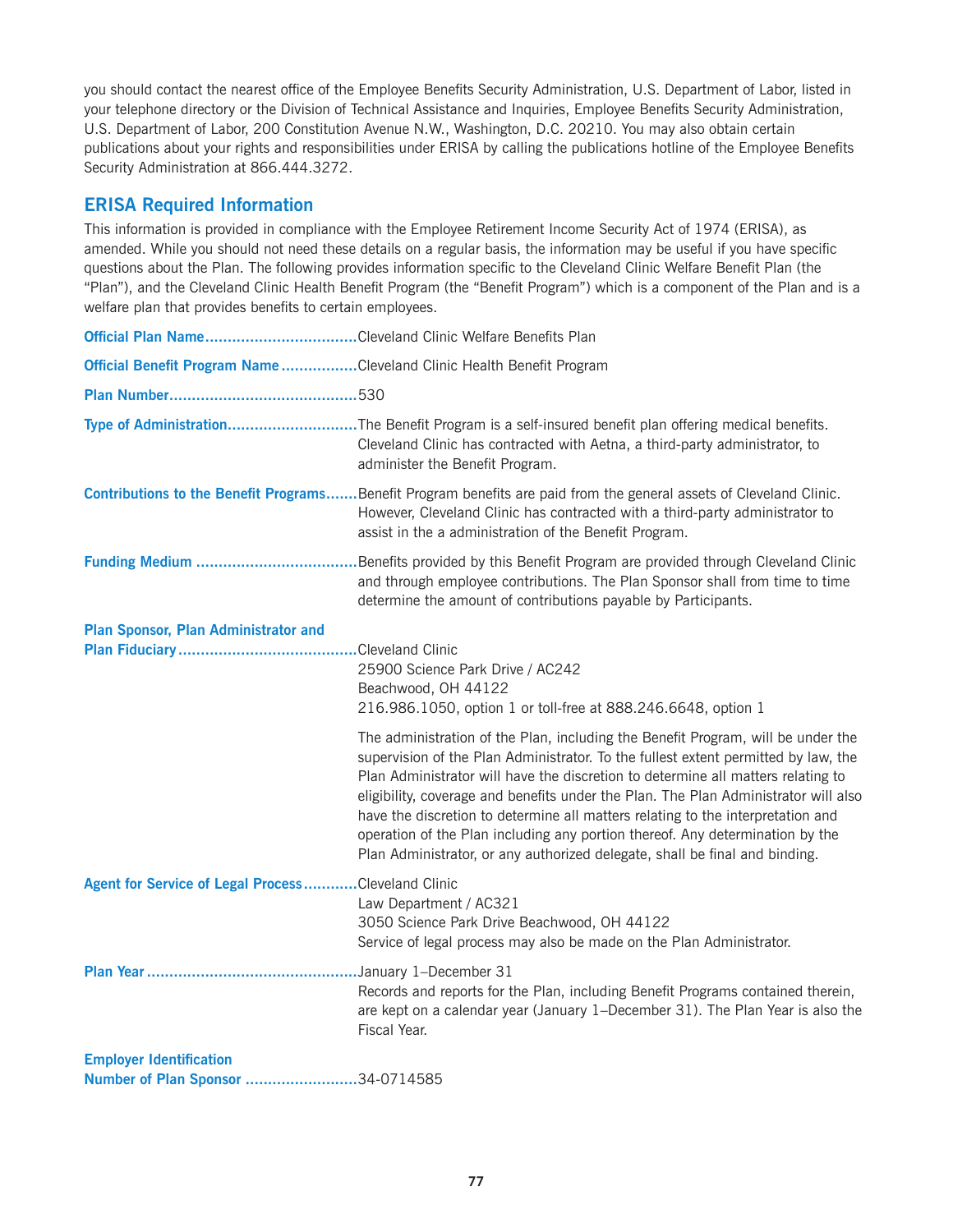you should contact the nearest office of the Employee Benefits Security Administration, U.S. Department of Labor, listed in your telephone directory or the Division of Technical Assistance and Inquiries, Employee Benefits Security Administration, U.S. Department of Labor, 200 Constitution Avenue N.W., Washington, D.C. 20210. You may also obtain certain publications about your rights and responsibilities under ERISA by calling the publications hotline of the Employee Benefits Security Administration at 866.444.3272.

## ERISA Required Information

This information is provided in compliance with the Employee Retirement Income Security Act of 1974 (ERISA), as amended. While you should not need these details on a regular basis, the information may be useful if you have specific questions about the Plan. The following provides information specific to the Cleveland Clinic Welfare Benefit Plan (the "Plan"), and the Cleveland Clinic Health Benefit Program (the "Benefit Program") which is a component of the Plan and is a welfare plan that provides benefits to certain employees.

**Official Plan Name**..................................Cleveland Clinic Welfare Benefits Plan

**Official Benefit Program Name**.................Cleveland Clinic Health Benefit Program

**Plan Number**..........................................530

**Type of Administration**.............................The Benefit Program is a self-insured benefit plan offering medical benefits. Cleveland Clinic has contracted with Aetna, a third-party administrator, to administer the Benefit Program.

**Contributions to the Benefit Programs**.......Benefit Program benefits are paid from the general assets of Cleveland Clinic. However, Cleveland Clinic has contracted with a third-party administrator to assist in the a administration of the Benefit Program.

**Funding Medium** ....................................Benefits provided by this Benefit Program are provided through Cleveland Clinic and through employee contributions. The Plan Sponsor shall from time to time determine the amount of contributions payable by Participants.

**Plan Sponsor, Plan Administrator and Plan Fiduciary**........................................Cleveland Clinic
25900 Science Park Drive / AC242
Beachwood, OH 44122
216.986.1050, option 1 or toll-free at 888.246.6648, option 1

The administration of the Plan, including the Benefit Program, will be under the supervision of the Plan Administrator. To the fullest extent permitted by law, the Plan Administrator will have the discretion to determine all matters relating to eligibility, coverage and benefits under the Plan. The Plan Administrator will also have the discretion to determine all matters relating to the interpretation and operation of the Plan including any portion thereof. Any determination by the Plan Administrator, or any authorized delegate, shall be final and binding.

**Agent for Service of Legal Process**............Cleveland Clinic
Law Department / AC321
3050 Science Park Drive Beachwood, OH 44122
Service of legal process may also be made on the Plan Administrator.

**Plan Year**...............................................January 1–December 31
Records and reports for the Plan, including Benefit Programs contained therein, are kept on a calendar year (January 1–December 31). The Plan Year is also the Fiscal Year.

**Employer Identification Number of Plan Sponsor** .........................34-0714585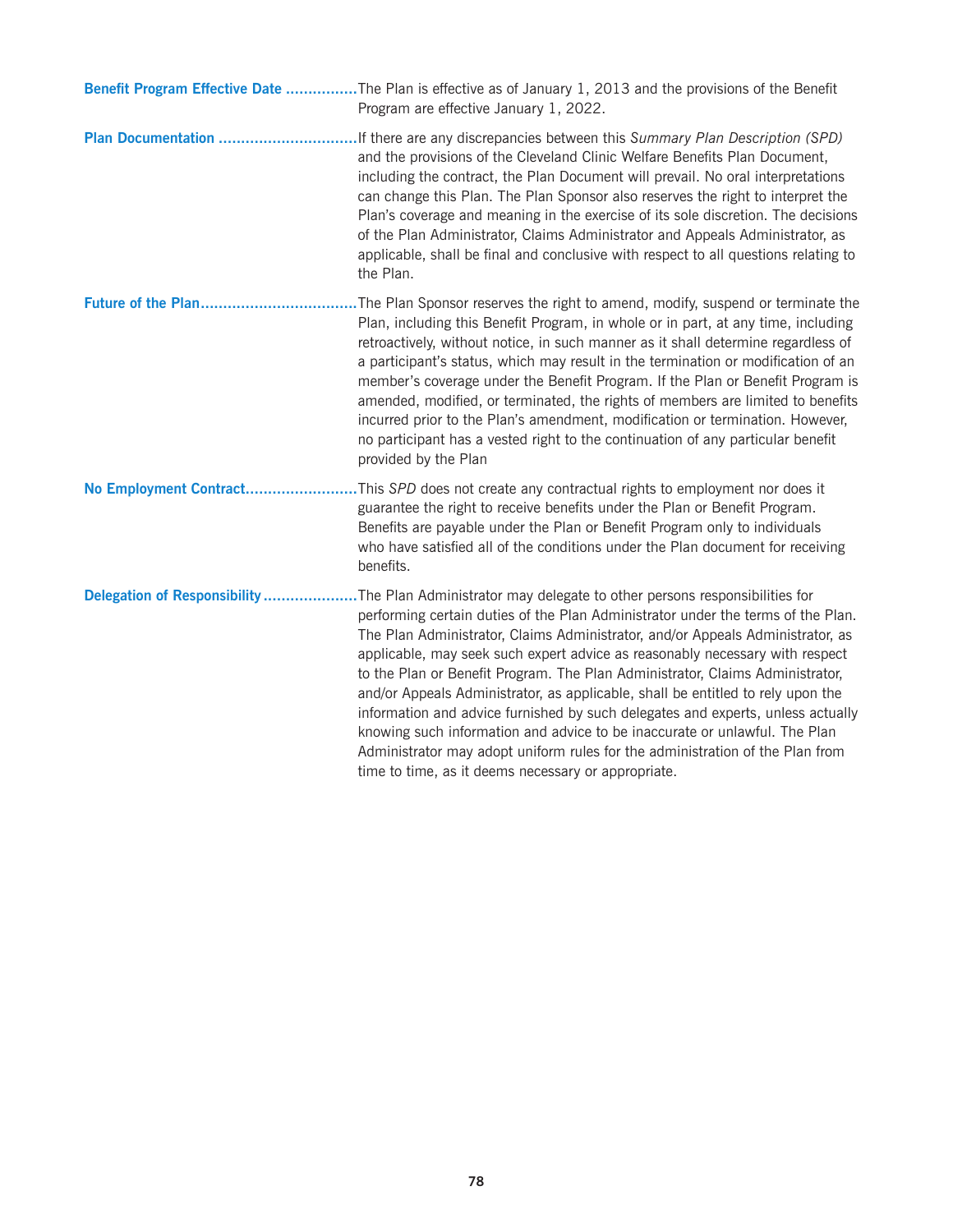**Benefit Program Effective Date** ................The Plan is effective as of January 1, 2013 and the provisions of the Benefit Program are effective January 1, 2022.

**Plan Documentation** ...............................If there are any discrepancies between this *Summary Plan Description (SPD)* and the provisions of the Cleveland Clinic Welfare Benefits Plan Document, including the contract, the Plan Document will prevail. No oral interpretations can change this Plan. The Plan Sponsor also reserves the right to interpret the Plan's coverage and meaning in the exercise of its sole discretion. The decisions of the Plan Administrator, Claims Administrator and Appeals Administrator, as applicable, shall be final and conclusive with respect to all questions relating to the Plan.

**Future of the Plan**...................................The Plan Sponsor reserves the right to amend, modify, suspend or terminate the Plan, including this Benefit Program, in whole or in part, at any time, including retroactively, without notice, in such manner as it shall determine regardless of a participant's status, which may result in the termination or modification of an member's coverage under the Benefit Program. If the Plan or Benefit Program is amended, modified, or terminated, the rights of members are limited to benefits incurred prior to the Plan's amendment, modification or termination. However, no participant has a vested right to the continuation of any particular benefit provided by the Plan

**No Employment Contract**.........................This *SPD* does not create any contractual rights to employment nor does it guarantee the right to receive benefits under the Plan or Benefit Program. Benefits are payable under the Plan or Benefit Program only to individuals who have satisfied all of the conditions under the Plan document for receiving benefits.

**Delegation of Responsibility**.....................The Plan Administrator may delegate to other persons responsibilities for performing certain duties of the Plan Administrator under the terms of the Plan. The Plan Administrator, Claims Administrator, and/or Appeals Administrator, as applicable, may seek such expert advice as reasonably necessary with respect to the Plan or Benefit Program. The Plan Administrator, Claims Administrator, and/or Appeals Administrator, as applicable, shall be entitled to rely upon the information and advice furnished by such delegates and experts, unless actually knowing such information and advice to be inaccurate or unlawful. The Plan Administrator may adopt uniform rules for the administration of the Plan from time to time, as it deems necessary or appropriate.